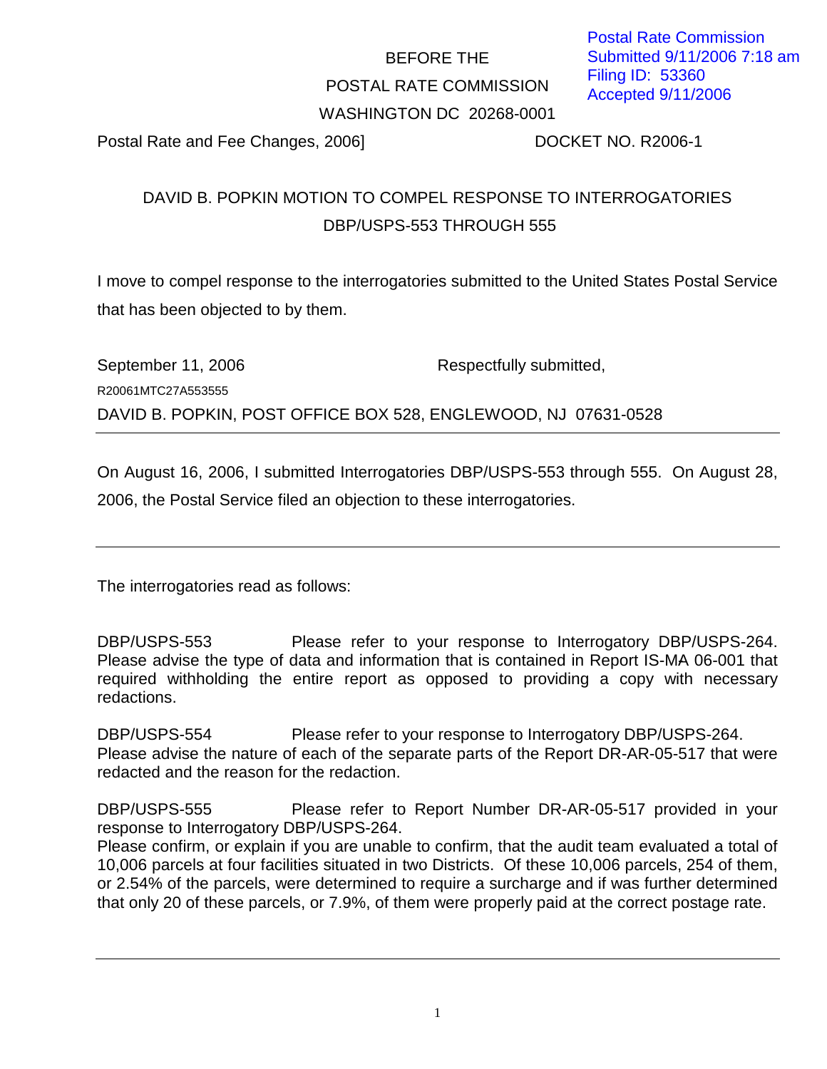Postal Rate Commission
Submitted 9/11/2006 7:18 am
Filing ID: 53360
Accepted 9/11/2006

BEFORE THE

POSTAL RATE COMMISSION

WASHINGTON DC 20268-0001

Postal Rate and Fee Changes, 2006] DOCKET NO. R2006-1

## DAVID B. POPKIN MOTION TO COMPEL RESPONSE TO INTERROGATORIES DBP/USPS-553 THROUGH 555

I move to compel response to the interrogatories submitted to the United States Postal Service that has been objected to by them.

September 11, 2006 Respectfully submitted,

R20061MTC27A553555

DAVID B. POPKIN, POST OFFICE BOX 528, ENGLEWOOD, NJ 07631-0528

---

On August 16, 2006, I submitted Interrogatories DBP/USPS-553 through 555. On August 28, 2006, the Postal Service filed an objection to these interrogatories.

---

The interrogatories read as follows:

DBP/USPS-553 Please refer to your response to Interrogatory DBP/USPS-264. Please advise the type of data and information that is contained in Report IS-MA 06-001 that required withholding the entire report as opposed to providing a copy with necessary redactions.

DBP/USPS-554 Please refer to your response to Interrogatory DBP/USPS-264. Please advise the nature of each of the separate parts of the Report DR-AR-05-517 that were redacted and the reason for the redaction.

DBP/USPS-555 Please refer to Report Number DR-AR-05-517 provided in your response to Interrogatory DBP/USPS-264.
Please confirm, or explain if you are unable to confirm, that the audit team evaluated a total of 10,006 parcels at four facilities situated in two Districts. Of these 10,006 parcels, 254 of them, or 2.54% of the parcels, were determined to require a surcharge and if was further determined that only 20 of these parcels, or 7.9%, of them were properly paid at the correct postage rate.

---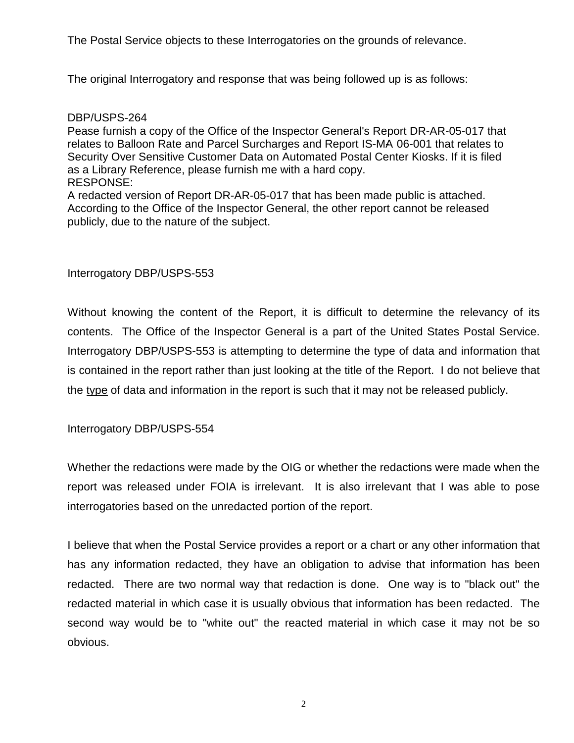The Postal Service objects to these Interrogatories on the grounds of relevance.

The original Interrogatory and response that was being followed up is as follows:

DBP/USPS-264
Pease furnish a copy of the Office of the Inspector General's Report DR-AR-05-017 that relates to Balloon Rate and Parcel Surcharges and Report IS-MA 06-001 that relates to Security Over Sensitive Customer Data on Automated Postal Center Kiosks. If it is filed as a Library Reference, please furnish me with a hard copy.
RESPONSE:
A redacted version of Report DR-AR-05-017 that has been made public is attached. According to the Office of the Inspector General, the other report cannot be released publicly, due to the nature of the subject.

Interrogatory DBP/USPS-553

Without knowing the content of the Report, it is difficult to determine the relevancy of its contents. The Office of the Inspector General is a part of the United States Postal Service. Interrogatory DBP/USPS-553 is attempting to determine the type of data and information that is contained in the report rather than just looking at the title of the Report. I do not believe that the <u>type</u> of data and information in the report is such that it may not be released publicly.

Interrogatory DBP/USPS-554

Whether the redactions were made by the OIG or whether the redactions were made when the report was released under FOIA is irrelevant. It is also irrelevant that I was able to pose interrogatories based on the unredacted portion of the report.

I believe that when the Postal Service provides a report or a chart or any other information that has any information redacted, they have an obligation to advise that information has been redacted. There are two normal way that redaction is done. One way is to "black out" the redacted material in which case it is usually obvious that information has been redacted. The second way would be to "white out" the reacted material in which case it may not be so obvious.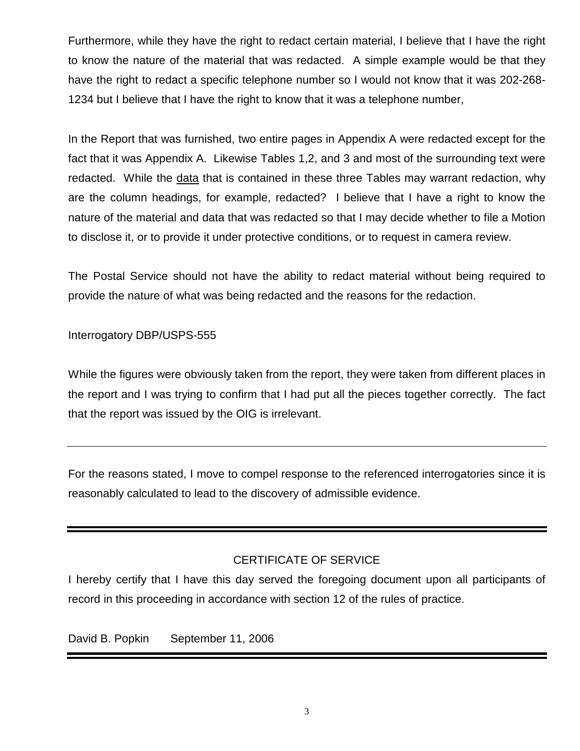Furthermore, while they have the right to redact certain material, I believe that I have the right to know the nature of the material that was redacted. A simple example would be that they have the right to redact a specific telephone number so I would not know that it was 202-268-1234 but I believe that I have the right to know that it was a telephone number,

In the Report that was furnished, two entire pages in Appendix A were redacted except for the fact that it was Appendix A. Likewise Tables 1,2, and 3 and most of the surrounding text were redacted. While the <u>data</u> that is contained in these three Tables may warrant redaction, why are the column headings, for example, redacted? I believe that I have a right to know the nature of the material and data that was redacted so that I may decide whether to file a Motion to disclose it, or to provide it under protective conditions, or to request in camera review.

The Postal Service should not have the ability to redact material without being required to provide the nature of what was being redacted and the reasons for the redaction.

Interrogatory DBP/USPS-555

While the figures were obviously taken from the report, they were taken from different places in the report and I was trying to confirm that I had put all the pieces together correctly. The fact that the report was issued by the OIG is irrelevant.

---

For the reasons stated, I move to compel response to the referenced interrogatories since it is reasonably calculated to lead to the discovery of admissible evidence.

---

CERTIFICATE OF SERVICE

I hereby certify that I have this day served the foregoing document upon all participants of record in this proceeding in accordance with section 12 of the rules of practice.

David B. Popkin September 11, 2006

---